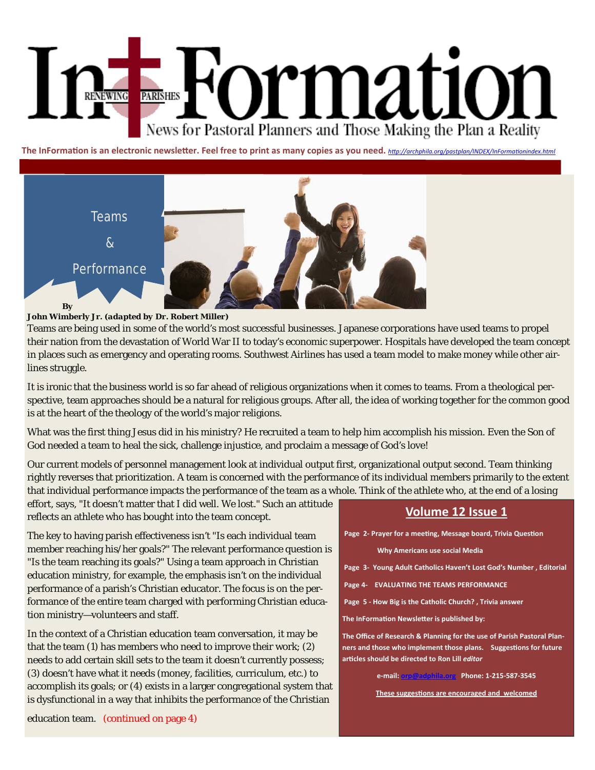# InFormation

RENEWING PARISHES

News for Pastoral Planners and Those Making the Plan a Reality

**The InFormation is an electronic newsletter. Feel free to print as many copies as you need.** *http://archphila.org/pastplan/INDEX/InFormationindex.html*

## Teams & Performance

**By**

***John Wimberly Jr. (adapted by Dr. Robert Miller)***

Teams are being used in some of the world's most successful businesses. Japanese corporations have used teams to propel their nation from the devastation of World War II to today's economic superpower. Hospitals have developed the team concept in places such as emergency and operating rooms. Southwest Airlines has used a team model to make money while other airlines struggle.

It is ironic that the business world is so far ahead of religious organizations when it comes to teams. From a theological perspective, team approaches should be a natural for religious groups. After all, the idea of working together for the common good is at the heart of the theology of the world's major religions.

What was the first thing Jesus did in his ministry? He recruited a team to help him accomplish his mission. Even the Son of God needed a team to heal the sick, challenge injustice, and proclaim a message of God's love!

Our current models of personnel management look at individual output first, organizational output second. Team thinking rightly reverses that prioritization. A team is concerned with the performance of its individual members primarily to the extent that individual performance impacts the performance of the team as a whole. Think of the athlete who, at the end of a losing effort, says, "It doesn't matter that I did well. We lost." Such an attitude reflects an athlete who has bought into the team concept.

The key to having parish effectiveness isn't "Is each individual team member reaching his/her goals?" The relevant performance question is "Is the team reaching its goals?" Using a team approach in Christian education ministry, for example, the emphasis isn't on the individual performance of a parish's Christian educator. The focus is on the performance of the entire team charged with performing Christian education ministry—volunteers and staff.

In the context of a Christian education team conversation, it may be that the team (1) has members who need to improve their work; (2) needs to add certain skill sets to the team it doesn't currently possess; (3) doesn't have what it needs (money, facilities, curriculum, etc.) to accomplish its goals; or (4) exists in a larger congregational system that is dysfunctional in a way that inhibits the performance of the Christian education team. (continued on page 4)

## Volume 12 Issue 1

**Page 2- Prayer for a meeting, Message board, Trivia Question**

**Why Americans use social Media**

**Page 3- Young Adult Catholics Haven't Lost God's Number , Editorial**

**Page 4- EVALUATING THE TEAMS PERFORMANCE**

**Page 5 - How Big is the Catholic Church? , Trivia answer**

**The InFormation Newsletter is published by:**

**The Office of Research & Planning for the use of Parish Pastoral Planners and those who implement those plans. Suggestions for future articles should be directed to Ron Lill *editor***

**e-mail: orp@adphila.org Phone: 1-215-587-3545**

**These suggestions are encouraged and welcomed**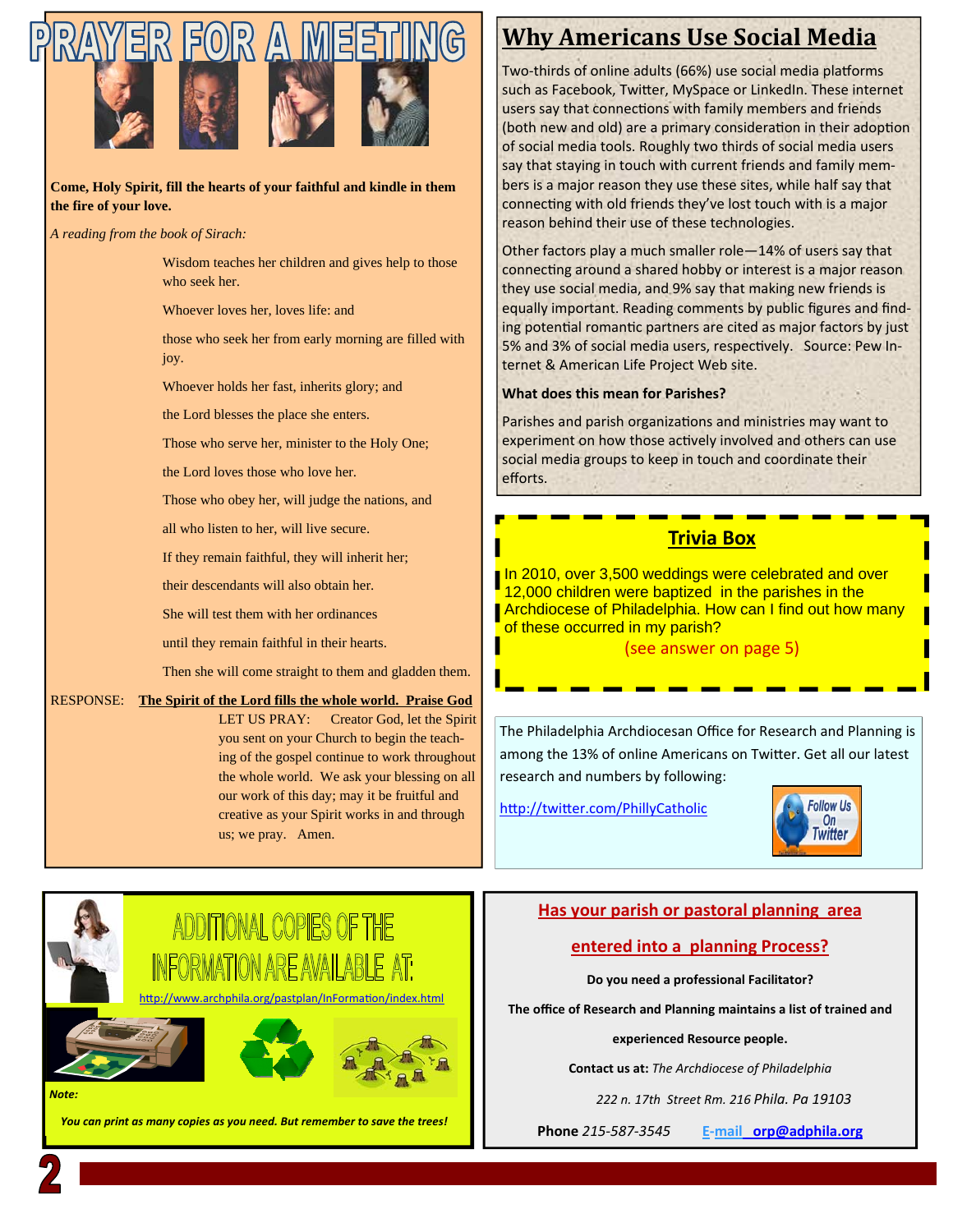# PRAYER FOR A MEETING

**Come, Holy Spirit, fill the hearts of your faithful and kindle in them the fire of your love.**

*A reading from the book of Sirach:*

Wisdom teaches her children and gives help to those who seek her.

Whoever loves her, loves life: and

those who seek her from early morning are filled with joy.

Whoever holds her fast, inherits glory; and

the Lord blesses the place she enters.

Those who serve her, minister to the Holy One;

the Lord loves those who love her.

Those who obey her, will judge the nations, and

all who listen to her, will live secure.

If they remain faithful, they will inherit her;

their descendants will also obtain her.

She will test them with her ordinances

until they remain faithful in their hearts.

Then she will come straight to them and gladden them.

RESPONSE: **The Spirit of the Lord fills the whole world. Praise God**

LET US PRAY: Creator God, let the Spirit you sent on your Church to begin the teaching of the gospel continue to work throughout the whole world. We ask your blessing on all our work of this day; may it be fruitful and creative as your Spirit works in and through us; we pray. Amen.

## Why Americans Use Social Media

Two-thirds of online adults (66%) use social media platforms such as Facebook, Twitter, MySpace or LinkedIn. These internet users say that connections with family members and friends (both new and old) are a primary consideration in their adoption of social media tools. Roughly two thirds of social media users say that staying in touch with current friends and family members is a major reason they use these sites, while half say that connecting with old friends they've lost touch with is a major reason behind their use of these technologies.

Other factors play a much smaller role—14% of users say that connecting around a shared hobby or interest is a major reason they use social media, and 9% say that making new friends is equally important. Reading comments by public figures and finding potential romantic partners are cited as major factors by just 5% and 3% of social media users, respectively. Source: Pew Internet & American Life Project Web site.

**What does this mean for Parishes?**

Parishes and parish organizations and ministries may want to experiment on how those actively involved and others can use social media groups to keep in touch and coordinate their efforts.

## Trivia Box

In 2010, over 3,500 weddings were celebrated and over 12,000 children were baptized in the parishes in the Archdiocese of Philadelphia. How can I find out how many of these occurred in my parish?

(see answer on page 5)

The Philadelphia Archdiocesan Office for Research and Planning is among the 13% of online Americans on Twitter. Get all our latest research and numbers by following:

http://twitter.com/PhillyCatholic

Follow Us On Twitter

## ADDITIONAL COPIES OF THE INFORMATION ARE AVAILABLE AT:

http://www.archphila.org/pastplan/InFormation/index.html

***Note:***

***You can print as many copies as you need. But remember to save the trees!***

## Has your parish or pastoral planning area entered into a planning Process?

**Do you need a professional Facilitator?**

**The office of Research and Planning maintains a list of trained and experienced Resource people.**

**Contact us at:** *The Archdiocese of Philadelphia*

*222 n. 17th Street Rm. 216 Phila. Pa 19103*

**Phone** *215-587-3545* **E-mail orp@adphila.org**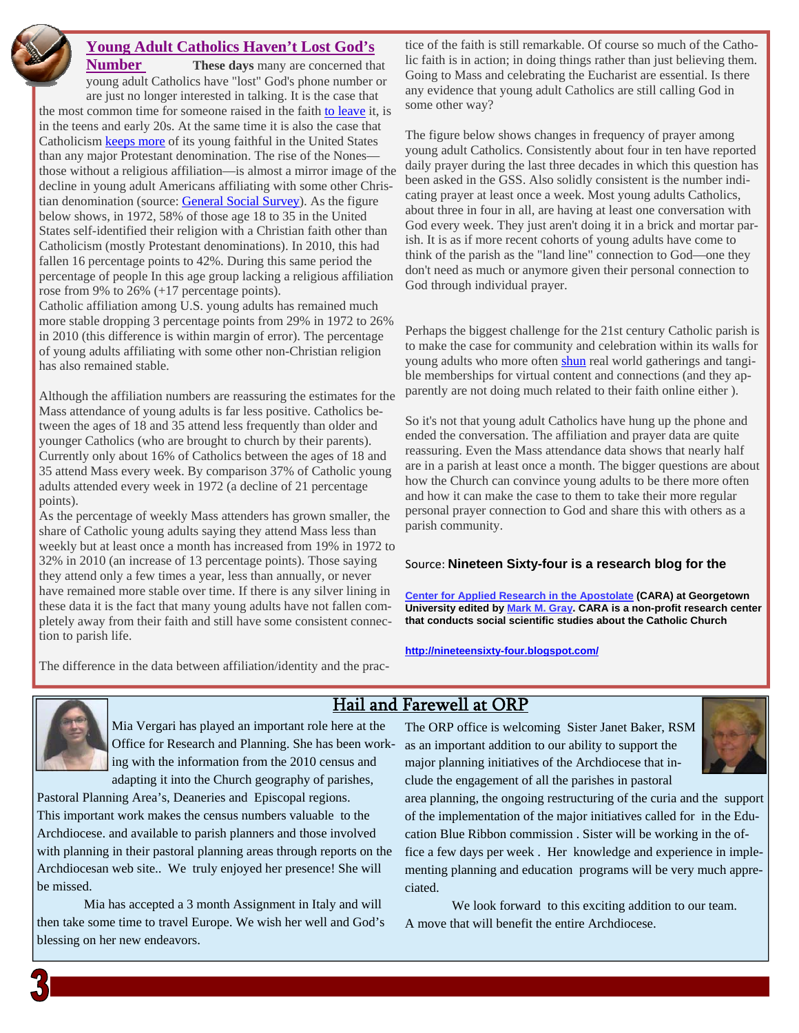## Young Adult Catholics Haven't Lost God's Number

**These days** many are concerned that young adult Catholics have "lost" God's phone number or are just no longer interested in talking. It is the case that the most common time for someone raised in the faith to leave it, is in the teens and early 20s. At the same time it is also the case that Catholicism keeps more of its young faithful in the United States than any major Protestant denomination. The rise of the Nones—those without a religious affiliation—is almost a mirror image of the decline in young adult Americans affiliating with some other Christian denomination (source: General Social Survey). As the figure below shows, in 1972, 58% of those age 18 to 35 in the United States self-identified their religion with a Christian faith other than Catholicism (mostly Protestant denominations). In 2010, this had fallen 16 percentage points to 42%. During this same period the percentage of people In this age group lacking a religious affiliation rose from 9% to 26% (+17 percentage points).

Catholic affiliation among U.S. young adults has remained much more stable dropping 3 percentage points from 29% in 1972 to 26% in 2010 (this difference is within margin of error). The percentage of young adults affiliating with some other non-Christian religion has also remained stable.

Although the affiliation numbers are reassuring the estimates for the Mass attendance of young adults is far less positive. Catholics between the ages of 18 and 35 attend less frequently than older and younger Catholics (who are brought to church by their parents). Currently only about 16% of Catholics between the ages of 18 and 35 attend Mass every week. By comparison 37% of Catholic young adults attended every week in 1972 (a decline of 21 percentage points).

As the percentage of weekly Mass attenders has grown smaller, the share of Catholic young adults saying they attend Mass less than weekly but at least once a month has increased from 19% in 1972 to 32% in 2010 (an increase of 13 percentage points). Those saying they attend only a few times a year, less than annually, or never have remained more stable over time. If there is any silver lining in these data it is the fact that many young adults have not fallen completely away from their faith and still have some consistent connection to parish life.

The difference in the data between affiliation/identity and the practice of the faith is still remarkable. Of course so much of the Catholic faith is in action; in doing things rather than just believing them. Going to Mass and celebrating the Eucharist are essential. Is there any evidence that young adult Catholics are still calling God in some other way?

The figure below shows changes in frequency of prayer among young adult Catholics. Consistently about four in ten have reported daily prayer during the last three decades in which this question has been asked in the GSS. Also solidly consistent is the number indicating prayer at least once a week. Most young adults Catholics, about three in four in all, are having at least one conversation with God every week. They just aren't doing it in a brick and mortar parish. It is as if more recent cohorts of young adults have come to think of the parish as the "land line" connection to God—one they don't need as much or anymore given their personal connection to God through individual prayer.

Perhaps the biggest challenge for the 21st century Catholic parish is to make the case for community and celebration within its walls for young adults who more often shun real world gatherings and tangible memberships for virtual content and connections (and they apparently are not doing much related to their faith online either ).

So it's not that young adult Catholics have hung up the phone and ended the conversation. The affiliation and prayer data are quite reassuring. Even the Mass attendance data shows that nearly half are in a parish at least once a month. The bigger questions are about how the Church can convince young adults to be there more often and how it can make the case to them to take their more regular personal prayer connection to God and share this with others as a parish community.

Source: **Nineteen Sixty-four is a research blog for the Center for Applied Research in the Apostolate (CARA) at Georgetown University edited by Mark M. Gray. CARA is a non-profit research center that conducts social scientific studies about the Catholic Church**

**http://nineteensixty-four.blogspot.com/**

## Hail and Farewell at ORP

Mia Vergari has played an important role here at the Office for Research and Planning. She has been working with the information from the 2010 census and adapting it into the Church geography of parishes, Pastoral Planning Area's, Deaneries and Episcopal regions. This important work makes the census numbers valuable to the Archdiocese. and available to parish planners and those involved with planning in their pastoral planning areas through reports on the Archdiocesan web site.. We truly enjoyed her presence! She will be missed.

Mia has accepted a 3 month Assignment in Italy and will then take some time to travel Europe. We wish her well and God's blessing on her new endeavors.

The ORP office is welcoming Sister Janet Baker, RSM as an important addition to our ability to support the major planning initiatives of the Archdiocese that include the engagement of all the parishes in pastoral area planning, the ongoing restructuring of the curia and the support of the implementation of the major initiatives called for in the Education Blue Ribbon commission . Sister will be working in the office a few days per week . Her knowledge and experience in implementing planning and education programs will be very much appreciated.

We look forward to this exciting addition to our team. A move that will benefit the entire Archdiocese.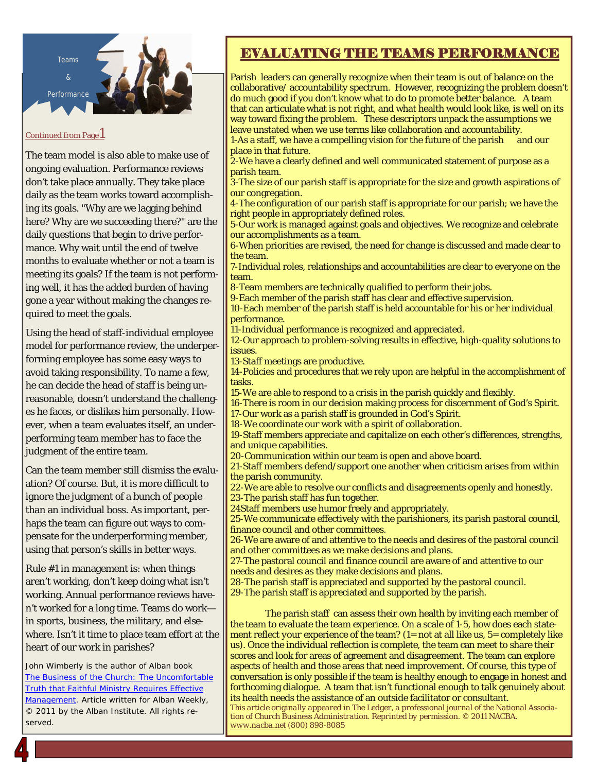Teams & Performance

Continued from Page 1

The team model is also able to make use of ongoing evaluation. Performance reviews don't take place annually. They take place daily as the team works toward accomplishing its goals. "Why are we lagging behind here? Why are we succeeding there?" are the daily questions that begin to drive performance. Why wait until the end of twelve months to evaluate whether or not a team is meeting its goals? If the team is not performing well, it has the added burden of having gone a year without making the changes required to meet the goals.

Using the head of staff-individual employee model for performance review, the underperforming employee has some easy ways to avoid taking responsibility. To name a few, he can decide the head of staff is being unreasonable, doesn't understand the challenges he faces, or dislikes him personally. However, when a team evaluates itself, an underperforming team member has to face the judgment of the entire team.

Can the team member still dismiss the evaluation? Of course. But, it is more difficult to ignore the judgment of a bunch of people than an individual boss. As important, perhaps the team can figure out ways to compensate for the underperforming member, using that person's skills in better ways.

Rule #1 in management is: when things aren't working, don't keep doing what isn't working. Annual performance reviews haven't worked for a long time. Teams do work—in sports, business, the military, and elsewhere. Isn't it time to place team effort at the heart of our work in parishes?

John Wimberly is the author of Alban book The Business of the Church: The Uncomfortable Truth that Faithful Ministry Requires Effective Management. Article written for Alban Weekly, © 2011 by the Alban Institute. All rights reserved.

## EVALUATING THE TEAMS PERFORMANCE

Parish leaders can generally recognize when their team is out of balance on the collaborative/ accountability spectrum. However, recognizing the problem doesn't do much good if you don't know what to do to promote better balance. A team that can articulate what is not right, and what health would look like, is well on its way toward fixing the problem. These descriptors unpack the assumptions we leave unstated when we use terms like collaboration and accountability.

1-As a staff, we have a compelling vision for the future of the parish and our place in that future.
2-We have a clearly defined and well communicated statement of purpose as a parish team.
3-The size of our parish staff is appropriate for the size and growth aspirations of our congregation.
4-The configuration of our parish staff is appropriate for our parish; we have the right people in appropriately defined roles.
5-Our work is managed against goals and objectives. We recognize and celebrate our accomplishments as a team.
6-When priorities are revised, the need for change is discussed and made clear to the team.
7-Individual roles, relationships and accountabilities are clear to everyone on the team.
8-Team members are technically qualified to perform their jobs.
9-Each member of the parish staff has clear and effective supervision.
10-Each member of the parish staff is held accountable for his or her individual performance.
11-Individual performance is recognized and appreciated.
12-Our approach to problem-solving results in effective, high-quality solutions to issues.
13-Staff meetings are productive.
14-Policies and procedures that we rely upon are helpful in the accomplishment of tasks.
15-We are able to respond to a crisis in the parish quickly and flexibly.
16-There is room in our decision making process for discernment of God's Spirit.
17-Our work as a parish staff is grounded in God's Spirit.
18-We coordinate our work with a spirit of collaboration.
19-Staff members appreciate and capitalize on each other's differences, strengths, and unique capabilities.
20-Communication within our team is open and above board.
21-Staff members defend/support one another when criticism arises from within the parish community.
22-We are able to resolve our conflicts and disagreements openly and honestly.
23-The parish staff has fun together.
24Staff members use humor freely and appropriately.
25-We communicate effectively with the parishioners, its parish pastoral council, finance council and other committees.
26-We are aware of and attentive to the needs and desires of the pastoral council and other committees as we make decisions and plans.
27-The pastoral council and finance council are aware of and attentive to our needs and desires as they make decisions and plans.
28-The parish staff is appreciated and supported by the pastoral council.
29-The parish staff is appreciated and supported by the parish.

The parish staff can assess their own health by inviting each member of the team to evaluate the team experience. On a scale of 1-5, how does each statement reflect your experience of the team? (1= not at all like us, 5= completely like us). Once the individual reflection is complete, the team can meet to share their scores and look for areas of agreement and disagreement. The team can explore aspects of health and those areas that need improvement. Of course, this type of conversation is only possible if the team is healthy enough to engage in honest and forthcoming dialogue. A team that isn't functional enough to talk genuinely about its health needs the assistance of an outside facilitator or consultant.

*This article originally appeared in The Ledger, a professional journal of the National Association of Church Business Administration. Reprinted by permission. © 2011 NACBA.* www.nacba.net (800) 898-8085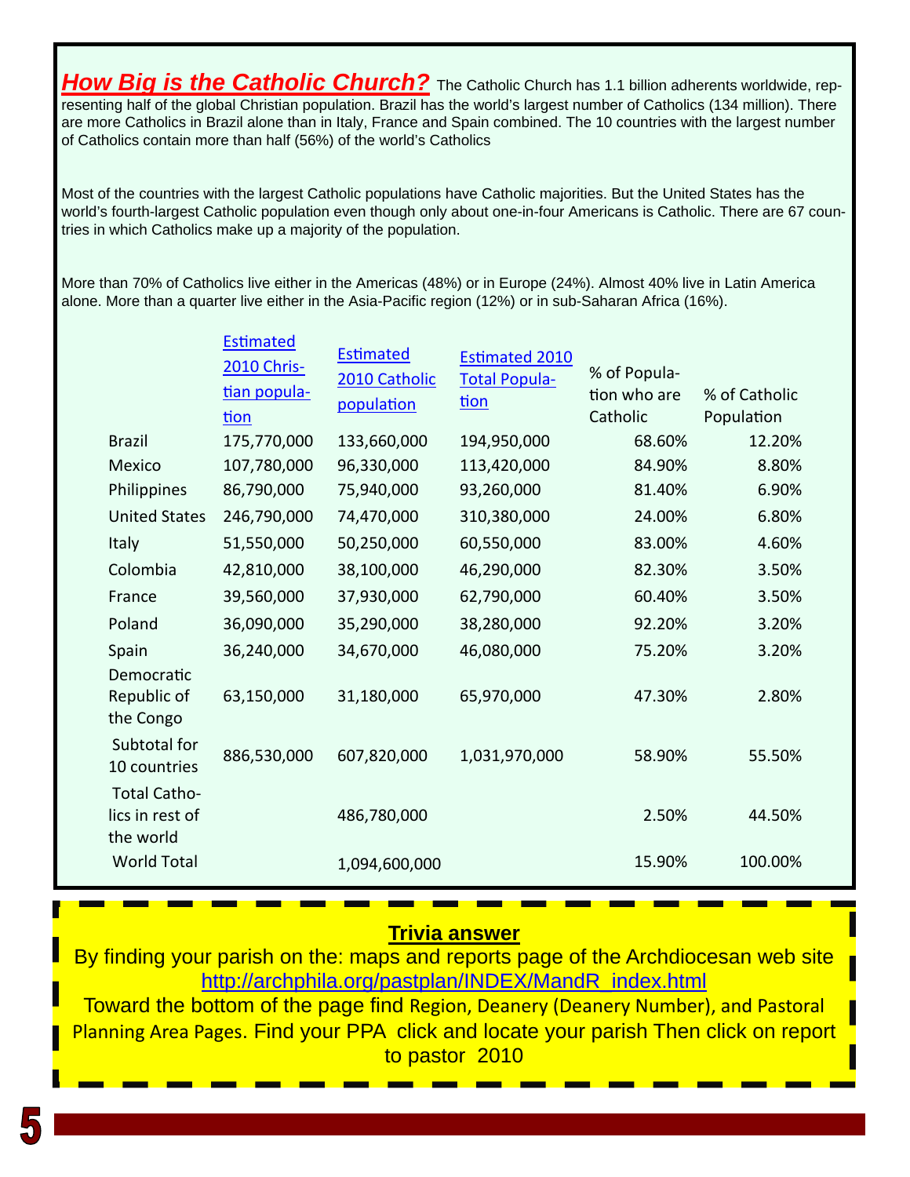**How Big is the Catholic Church?** The Catholic Church has 1.1 billion adherents worldwide, representing half of the global Christian population. Brazil has the world's largest number of Catholics (134 million). There are more Catholics in Brazil alone than in Italy, France and Spain combined. The 10 countries with the largest number of Catholics contain more than half (56%) of the world's Catholics

Most of the countries with the largest Catholic populations have Catholic majorities. But the United States has the world's fourth-largest Catholic population even though only about one-in-four Americans is Catholic. There are 67 countries in which Catholics make up a majority of the population.

More than 70% of Catholics live either in the Americas (48%) or in Europe (24%). Almost 40% live in Latin America alone. More than a quarter live either in the Asia-Pacific region (12%) or in sub-Saharan Africa (16%).

| | Estimated 2010 Christian population | Estimated 2010 Catholic population | Estimated 2010 Total Population | % of Population who are Catholic | % of Catholic Population |
|---|---|---|---|---|---|
| Brazil | 175,770,000 | 133,660,000 | 194,950,000 | 68.60% | 12.20% |
| Mexico | 107,780,000 | 96,330,000 | 113,420,000 | 84.90% | 8.80% |
| Philippines | 86,790,000 | 75,940,000 | 93,260,000 | 81.40% | 6.90% |
| United States | 246,790,000 | 74,470,000 | 310,380,000 | 24.00% | 6.80% |
| Italy | 51,550,000 | 50,250,000 | 60,550,000 | 83.00% | 4.60% |
| Colombia | 42,810,000 | 38,100,000 | 46,290,000 | 82.30% | 3.50% |
| France | 39,560,000 | 37,930,000 | 62,790,000 | 60.40% | 3.50% |
| Poland | 36,090,000 | 35,290,000 | 38,280,000 | 92.20% | 3.20% |
| Spain | 36,240,000 | 34,670,000 | 46,080,000 | 75.20% | 3.20% |
| Democratic Republic of the Congo | 63,150,000 | 31,180,000 | 65,970,000 | 47.30% | 2.80% |
| Subtotal for 10 countries | 886,530,000 | 607,820,000 | 1,031,970,000 | 58.90% | 55.50% |
| Total Catholics in rest of the world | | 486,780,000 | | 2.50% | 44.50% |
| World Total | | 1,094,600,000 | | 15.90% | 100.00% |

**Trivia answer**

By finding your parish on the: maps and reports page of the Archdiocesan web site
http://archphila.org/pastplan/INDEX/MandR_index.html
Toward the bottom of the page find Region, Deanery (Deanery Number), and Pastoral Planning Area Pages. Find your PPA click and locate your parish Then click on report to pastor 2010